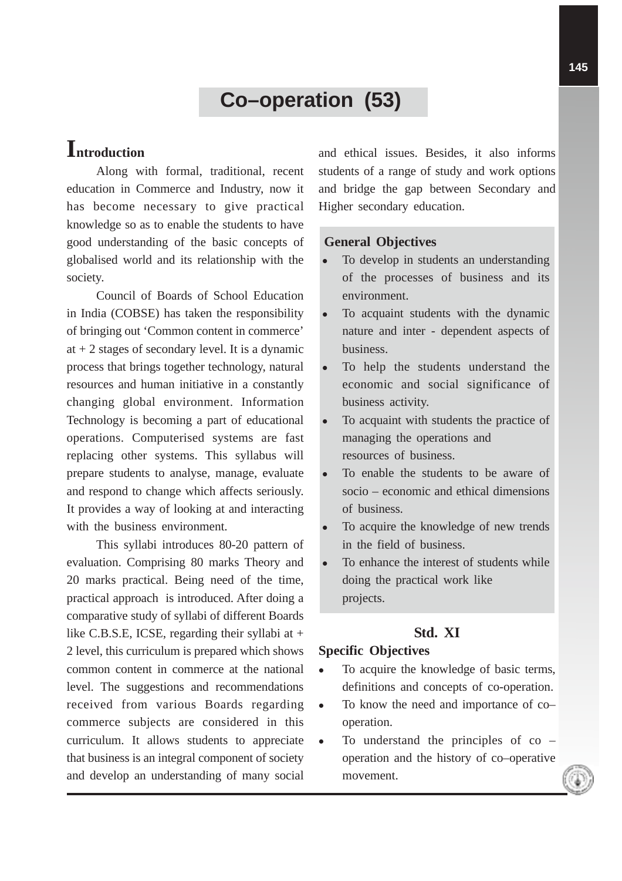# Co–operation (53)

## Introduction

Along with formal, traditional, recent education in Commerce and Industry, now it has become necessary to give practical knowledge so as to enable the students to have good understanding of the basic concepts of globalised world and its relationship with the society.

Council of Boards of School Education in India (COBSE) has taken the responsibility of bringing out 'Common content in commerce' at + 2 stages of secondary level. It is a dynamic process that brings together technology, natural resources and human initiative in a constantly changing global environment. Information Technology is becoming a part of educational operations. Computerised systems are fast replacing other systems. This syllabus will prepare students to analyse, manage, evaluate and respond to change which affects seriously. It provides a way of looking at and interacting with the business environment.

This syllabi introduces 80-20 pattern of evaluation. Comprising 80 marks Theory and 20 marks practical. Being need of the time, practical approach is introduced. After doing a comparative study of syllabi of different Boards like C.B.S.E, ICSE, regarding their syllabi at + 2 level, this curriculum is prepared which shows common content in commerce at the national level. The suggestions and recommendations received from various Boards regarding commerce subjects are considered in this curriculum. It allows students to appreciate that business is an integral component of society and develop an understanding of many social and ethical issues. Besides, it also informs students of a range of study and work options and bridge the gap between Secondary and Higher secondary education.

**General Objectives**

- To develop in students an understanding of the processes of business and its environment.
- To acquaint students with the dynamic nature and inter - dependent aspects of business.
- To help the students understand the economic and social significance of business activity.
- To acquaint with students the practice of managing the operations and resources of business.
- To enable the students to be aware of socio – economic and ethical dimensions of business.
- To acquire the knowledge of new trends in the field of business.
- To enhance the interest of students while doing the practical work like projects.

### Std. XI

**Specific Objectives**

- To acquire the knowledge of basic terms, definitions and concepts of co-operation.
- To know the need and importance of co–operation.
- To understand the principles of co – operation and the history of co–operative movement.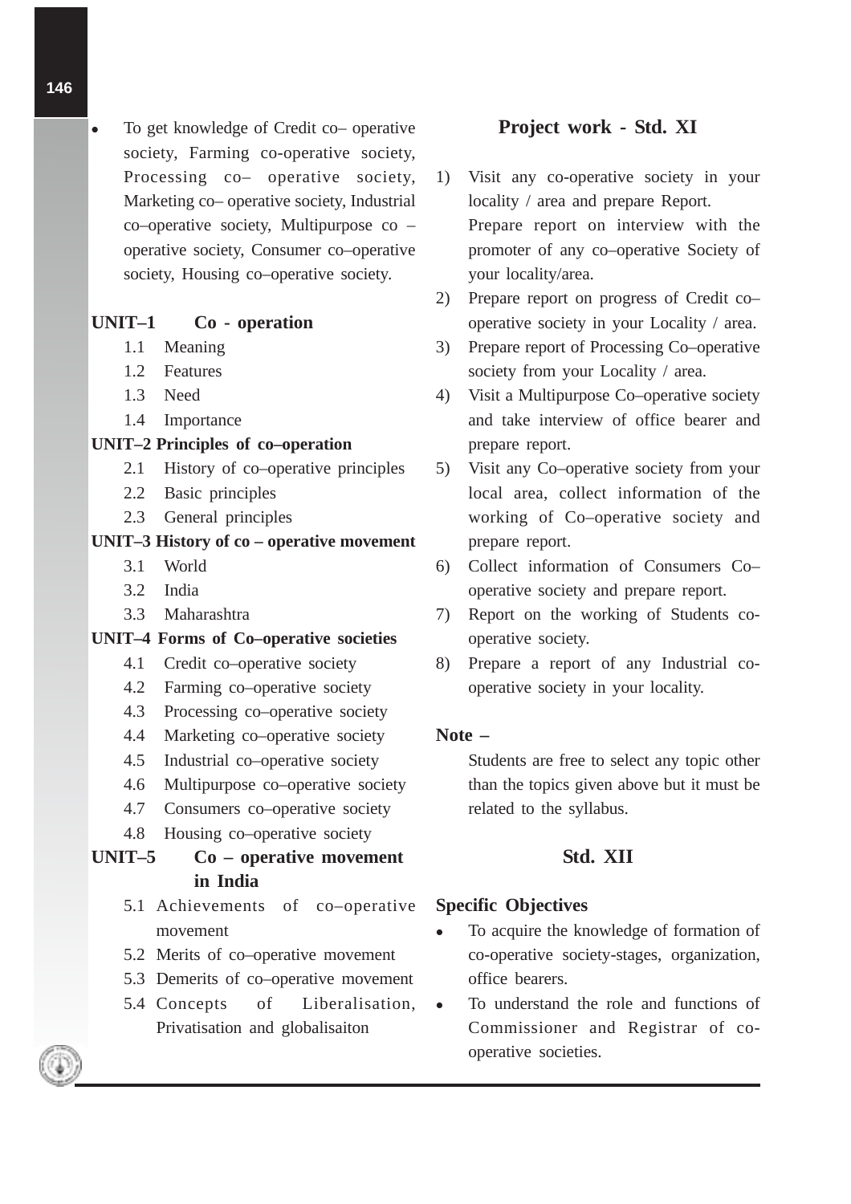- To get knowledge of Credit co– operative society, Farming co-operative society, Processing co– operative society, Marketing co– operative society, Industrial co–operative society, Multipurpose co – operative society, Consumer co–operative society, Housing co–operative society.

**UNIT–1 Co - operation**

1.1 Meaning
1.2 Features
1.3 Need
1.4 Importance

**UNIT–2 Principles of co–operation**

2.1 History of co–operative principles
2.2 Basic principles
2.3 General principles

**UNIT–3 History of co – operative movement**

3.1 World
3.2 India
3.3 Maharashtra

**UNIT–4 Forms of Co–operative societies**

4.1 Credit co–operative society
4.2 Farming co–operative society
4.3 Processing co–operative society
4.4 Marketing co–operative society
4.5 Industrial co–operative society
4.6 Multipurpose co–operative society
4.7 Consumers co–operative society
4.8 Housing co–operative society

**UNIT–5 Co – operative movement in India**

5.1 Achievements of co–operative movement
5.2 Merits of co–operative movement
5.3 Demerits of co–operative movement
5.4 Concepts of Liberalisation, Privatisation and globalisaiton

## Project work - Std. XI

1) Visit any co-operative society in your locality / area and prepare Report.
   Prepare report on interview with the promoter of any co–operative Society of your locality/area.
2) Prepare report on progress of Credit co–operative society in your Locality / area.
3) Prepare report of Processing Co–operative society from your Locality / area.
4) Visit a Multipurpose Co–operative society and take interview of office bearer and prepare report.
5) Visit any Co–operative society from your local area, collect information of the working of Co–operative society and prepare report.
6) Collect information of Consumers Co–operative society and prepare report.
7) Report on the working of Students co-operative society.
8) Prepare a report of any Industrial co-operative society in your locality.

**Note –**

Students are free to select any topic other than the topics given above but it must be related to the syllabus.

## Std. XII

**Specific Objectives**

- To acquire the knowledge of formation of co-operative society-stages, organization, office bearers.
- To understand the role and functions of Commissioner and Registrar of co-operative societies.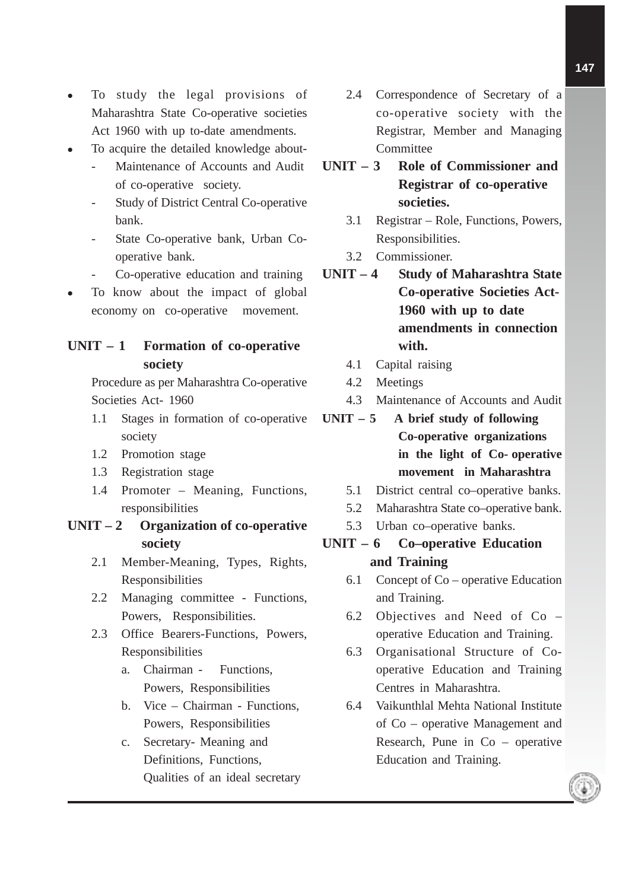- To study the legal provisions of Maharashtra State Co-operative societies Act 1960 with up to-date amendments.
- To acquire the detailed knowledge about-
  - Maintenance of Accounts and Audit of co-operative society.
  - Study of District Central Co-operative bank.
  - State Co-operative bank, Urban Co-operative bank.
  - Co-operative education and training
- To know about the impact of global economy on co-operative movement.

## UNIT – 1 Formation of co-operative society

Procedure as per Maharashtra Co-operative Societies Act- 1960

1.1 Stages in formation of co-operative society

1.2 Promotion stage

1.3 Registration stage

1.4 Promoter – Meaning, Functions, responsibilities

## UNIT – 2 Organization of co-operative society

2.1 Member-Meaning, Types, Rights, Responsibilities

2.2 Managing committee - Functions, Powers, Responsibilities.

2.3 Office Bearers-Functions, Powers, Responsibilities

a. Chairman - Functions, Powers, Responsibilities

b. Vice – Chairman - Functions, Powers, Responsibilities

c. Secretary- Meaning and Definitions, Functions, Qualities of an ideal secretary

2.4 Correspondence of Secretary of a co-operative society with the Registrar, Member and Managing Committee

## UNIT – 3 Role of Commissioner and Registrar of co-operative societies.

3.1 Registrar – Role, Functions, Powers, Responsibilities.

3.2 Commissioner.

## UNIT – 4 Study of Maharashtra State Co-operative Societies Act-1960 with up to date amendments in connection with.

4.1 Capital raising

4.2 Meetings

4.3 Maintenance of Accounts and Audit

## UNIT – 5 A brief study of following Co-operative organizations in the light of Co- operative movement in Maharashtra

5.1 District central co–operative banks.

5.2 Maharashtra State co–operative bank.

5.3 Urban co–operative banks.

## UNIT – 6 Co–operative Education and Training

6.1 Concept of Co – operative Education and Training.

6.2 Objectives and Need of Co – operative Education and Training.

6.3 Organisational Structure of Co-operative Education and Training Centres in Maharashtra.

6.4 Vaikunthlal Mehta National Institute of Co – operative Management and Research, Pune in Co – operative Education and Training.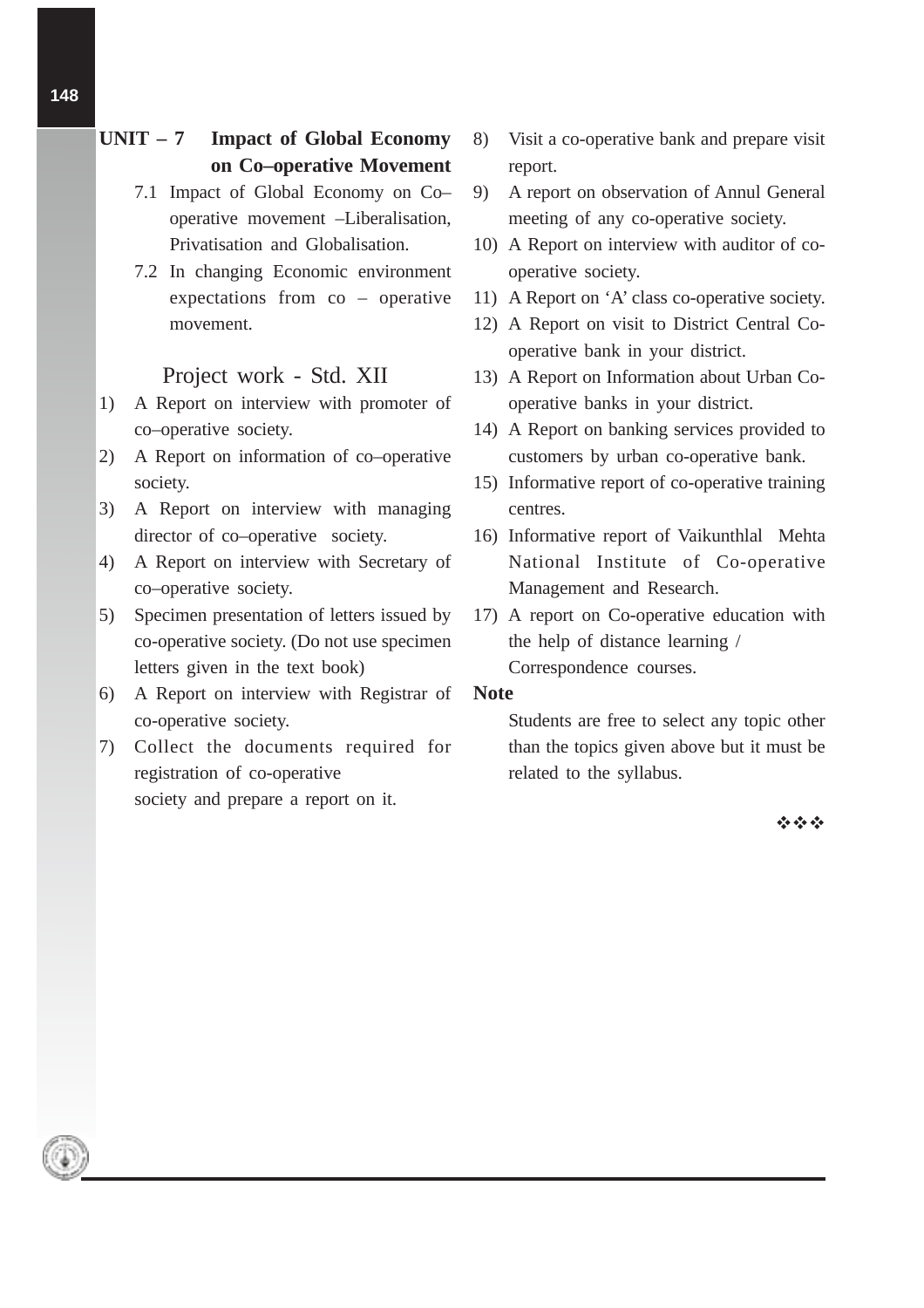**UNIT – 7 Impact of Global Economy on Co–operative Movement**

7.1 Impact of Global Economy on Co–operative movement –Liberalisation, Privatisation and Globalisation.

7.2 In changing Economic environment expectations from co – operative movement.

## Project work - Std. XII

1) A Report on interview with promoter of co–operative society.
2) A Report on information of co–operative society.
3) A Report on interview with managing director of co–operative society.
4) A Report on interview with Secretary of co–operative society.
5) Specimen presentation of letters issued by co-operative society. (Do not use specimen letters given in the text book)
6) A Report on interview with Registrar of co-operative society.
7) Collect the documents required for registration of co-operative society and prepare a report on it.
8) Visit a co-operative bank and prepare visit report.
9) A report on observation of Annul General meeting of any co-operative society.
10) A Report on interview with auditor of co-operative society.
11) A Report on 'A' class co-operative society.
12) A Report on visit to District Central Co-operative bank in your district.
13) A Report on Information about Urban Co-operative banks in your district.
14) A Report on banking services provided to customers by urban co-operative bank.
15) Informative report of co-operative training centres.
16) Informative report of Vaikunthlal Mehta National Institute of Co-operative Management and Research.
17) A report on Co-operative education with the help of distance learning / Correspondence courses.

**Note**

Students are free to select any topic other than the topics given above but it must be related to the syllabus.

❖❖❖